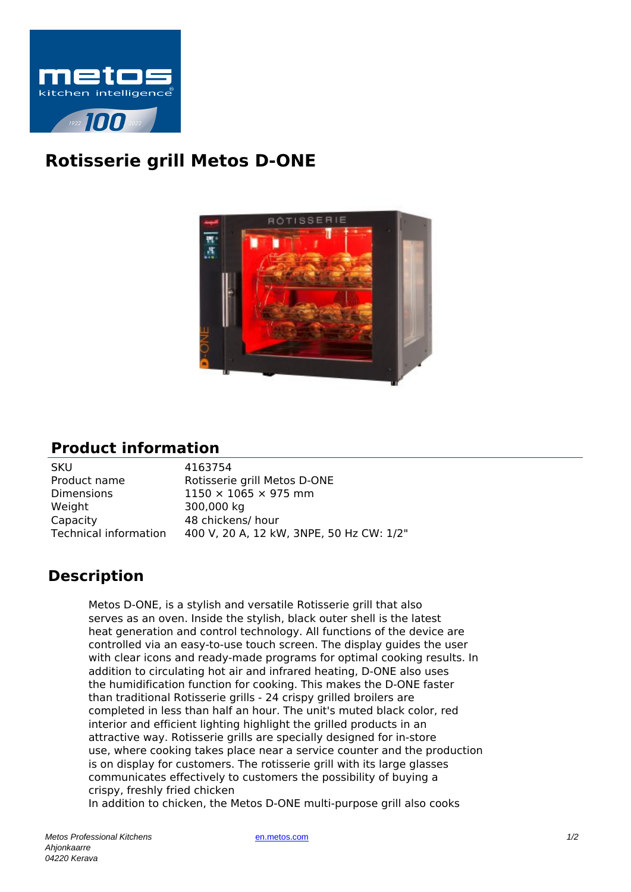# Rotisserie grill Metos D-ONE

## Product information

| | |
|---|---|
| SKU | 4163754 |
| Product name | Rotisserie grill Metos D-ONE |
| Dimensions | 1150 × 1065 × 975 mm |
| Weight | 300,000 kg |
| Capacity | 48 chickens/ hour |
| Technical information | 400 V, 20 A, 12 kW, 3NPE, 50 Hz CW: 1/2" |

## Description

Metos D-ONE, is a stylish and versatile Rotisserie grill that also serves as an oven. Inside the stylish, black outer shell is the latest heat generation and control technology. All functions of the device are controlled via an easy-to-use touch screen. The display guides the user with clear icons and ready-made programs for optimal cooking results. In addition to circulating hot air and infrared heating, D-ONE also uses the humidification function for cooking. This makes the D-ONE faster than traditional Rotisserie grills - 24 crispy grilled broilers are completed in less than half an hour. The unit's muted black color, red interior and efficient lighting highlight the grilled products in an attractive way. Rotisserie grills are specially designed for in-store use, where cooking takes place near a service counter and the production is on display for customers. The rotisserie grill with its large glasses communicates effectively to customers the possibility of buying a crispy, freshly fried chicken
In addition to chicken, the Metos D-ONE multi-purpose grill also cooks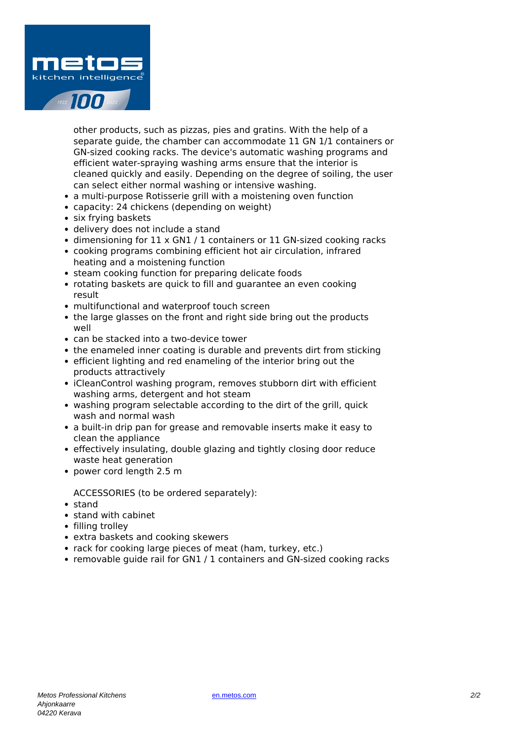other products, such as pizzas, pies and gratins. With the help of a separate guide, the chamber can accommodate 11 GN 1/1 containers or GN-sized cooking racks. The device's automatic washing programs and efficient water-spraying washing arms ensure that the interior is cleaned quickly and easily. Depending on the degree of soiling, the user can select either normal washing or intensive washing.

- a multi-purpose Rotisserie grill with a moistening oven function
- capacity: 24 chickens (depending on weight)
- six frying baskets
- delivery does not include a stand
- dimensioning for 11 x GN1 / 1 containers or 11 GN-sized cooking racks
- cooking programs combining efficient hot air circulation, infrared heating and a moistening function
- steam cooking function for preparing delicate foods
- rotating baskets are quick to fill and guarantee an even cooking result
- multifunctional and waterproof touch screen
- the large glasses on the front and right side bring out the products well
- can be stacked into a two-device tower
- the enameled inner coating is durable and prevents dirt from sticking
- efficient lighting and red enameling of the interior bring out the products attractively
- iCleanControl washing program, removes stubborn dirt with efficient washing arms, detergent and hot steam
- washing program selectable according to the dirt of the grill, quick wash and normal wash
- a built-in drip pan for grease and removable inserts make it easy to clean the appliance
- effectively insulating, double glazing and tightly closing door reduce waste heat generation
- power cord length 2.5 m

ACCESSORIES (to be ordered separately):

- stand
- stand with cabinet
- filling trolley
- extra baskets and cooking skewers
- rack for cooking large pieces of meat (ham, turkey, etc.)
- removable guide rail for GN1 / 1 containers and GN-sized cooking racks